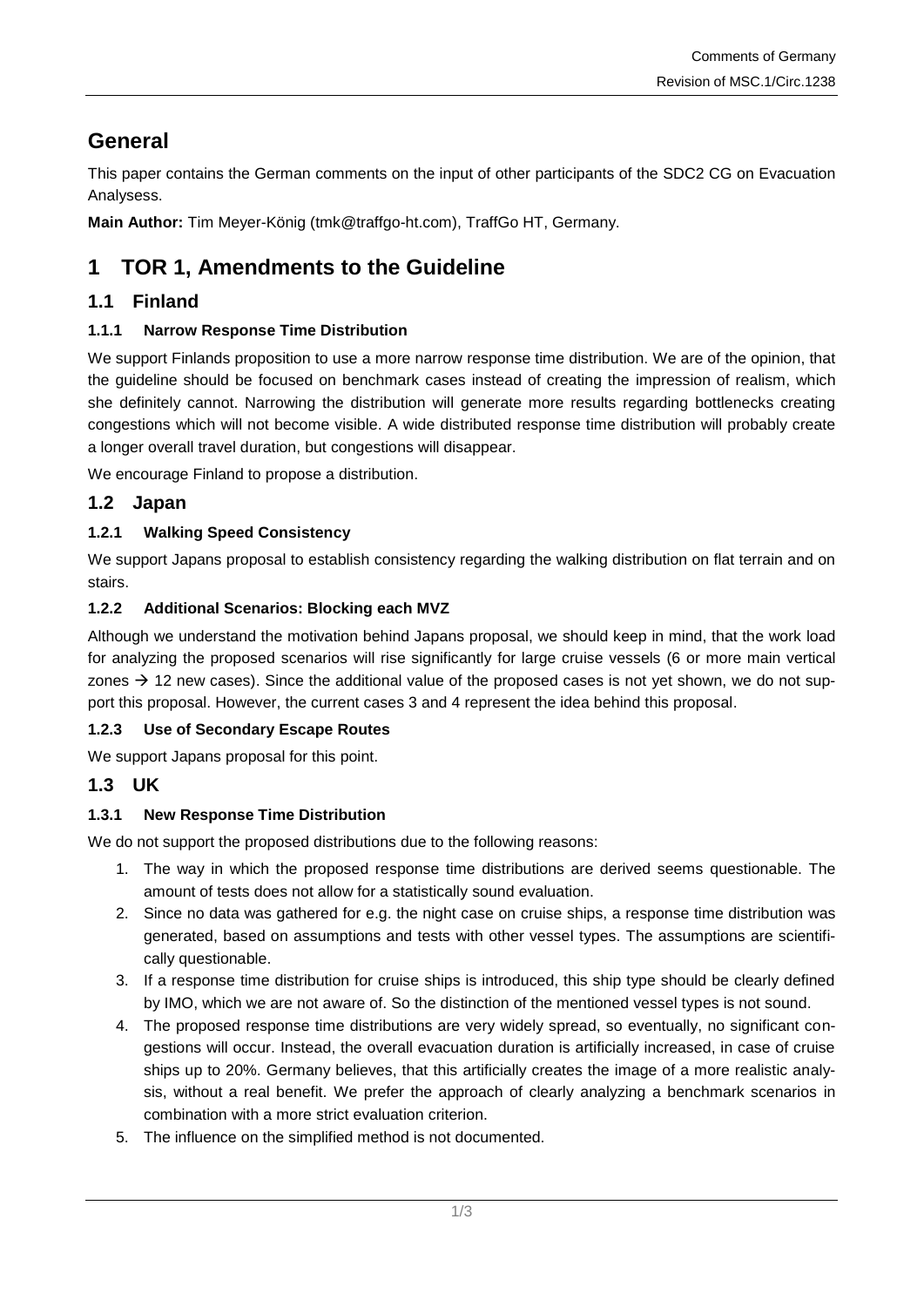# General

This paper contains the German comments on the input of other participants of the SDC2 CG on Evacuation Analysess.

**Main Author:** Tim Meyer-König (tmk@traffgo-ht.com), TraffGo HT, Germany.

# 1 TOR 1, Amendments to the Guideline

## 1.1 Finland

### 1.1.1 Narrow Response Time Distribution

We support Finlands proposition to use a more narrow response time distribution. We are of the opinion, that the guideline should be focused on benchmark cases instead of creating the impression of realism, which she definitely cannot. Narrowing the distribution will generate more results regarding bottlenecks creating congestions which will not become visible. A wide distributed response time distribution will probably create a longer overall travel duration, but congestions will disappear.

We encourage Finland to propose a distribution.

## 1.2 Japan

### 1.2.1 Walking Speed Consistency

We support Japans proposal to establish consistency regarding the walking distribution on flat terrain and on stairs.

### 1.2.2 Additional Scenarios: Blocking each MVZ

Although we understand the motivation behind Japans proposal, we should keep in mind, that the work load for analyzing the proposed scenarios will rise significantly for large cruise vessels (6 or more main vertical zones → 12 new cases). Since the additional value of the proposed cases is not yet shown, we do not support this proposal. However, the current cases 3 and 4 represent the idea behind this proposal.

### 1.2.3 Use of Secondary Escape Routes

We support Japans proposal for this point.

## 1.3 UK

### 1.3.1 New Response Time Distribution

We do not support the proposed distributions due to the following reasons:

1. The way in which the proposed response time distributions are derived seems questionable. The amount of tests does not allow for a statistically sound evaluation.
2. Since no data was gathered for e.g. the night case on cruise ships, a response time distribution was generated, based on assumptions and tests with other vessel types. The assumptions are scientifically questionable.
3. If a response time distribution for cruise ships is introduced, this ship type should be clearly defined by IMO, which we are not aware of. So the distinction of the mentioned vessel types is not sound.
4. The proposed response time distributions are very widely spread, so eventually, no significant congestions will occur. Instead, the overall evacuation duration is artificially increased, in case of cruise ships up to 20%. Germany believes, that this artificially creates the image of a more realistic analysis, without a real benefit. We prefer the approach of clearly analyzing a benchmark scenarios in combination with a more strict evaluation criterion.
5. The influence on the simplified method is not documented.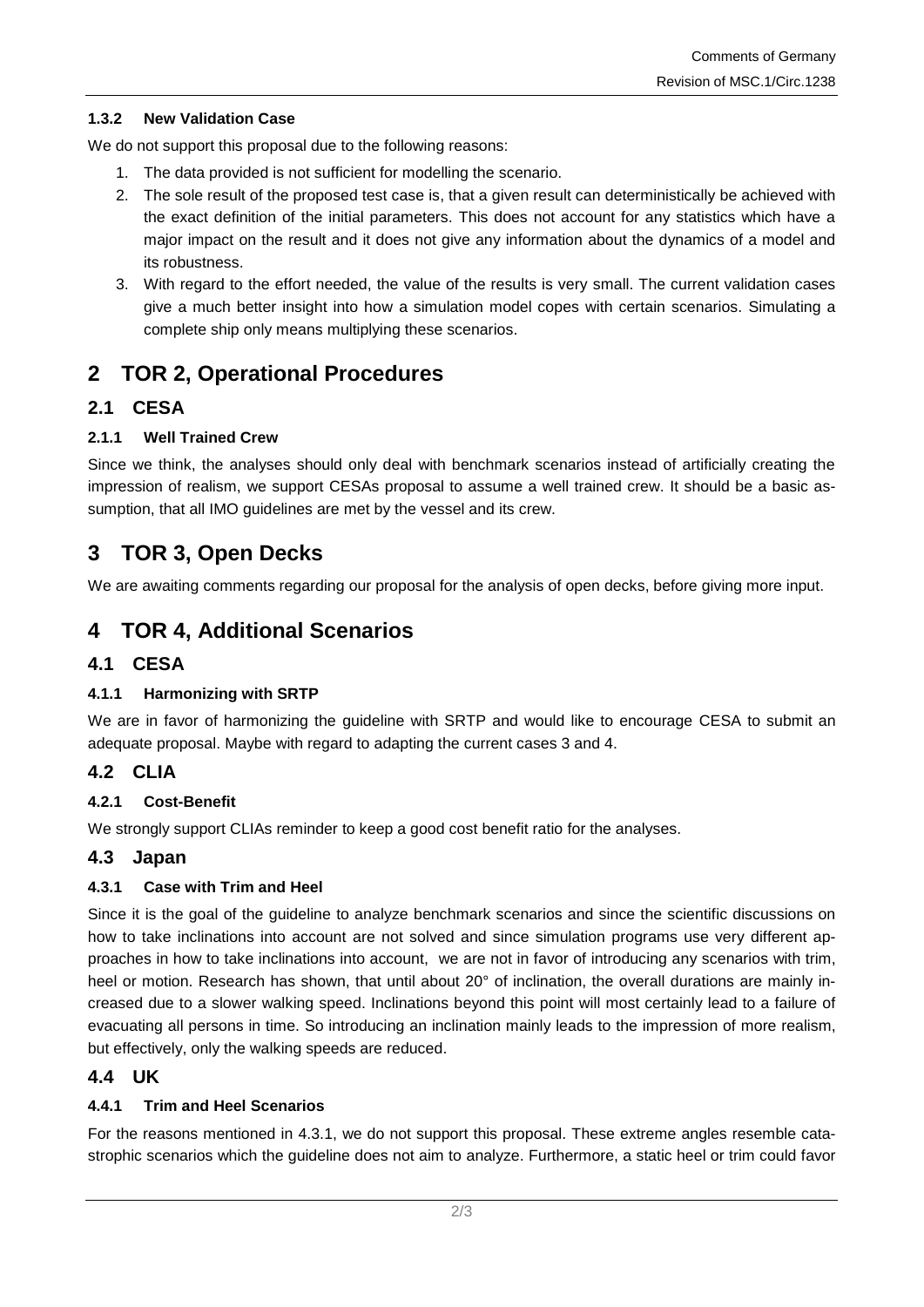#### 1.3.2 New Validation Case

We do not support this proposal due to the following reasons:

1. The data provided is not sufficient for modelling the scenario.
2. The sole result of the proposed test case is, that a given result can deterministically be achieved with the exact definition of the initial parameters. This does not account for any statistics which have a major impact on the result and it does not give any information about the dynamics of a model and its robustness.
3. With regard to the effort needed, the value of the results is very small. The current validation cases give a much better insight into how a simulation model copes with certain scenarios. Simulating a complete ship only means multiplying these scenarios.

# 2 TOR 2, Operational Procedures

## 2.1 CESA

#### 2.1.1 Well Trained Crew

Since we think, the analyses should only deal with benchmark scenarios instead of artificially creating the impression of realism, we support CESAs proposal to assume a well trained crew. It should be a basic assumption, that all IMO guidelines are met by the vessel and its crew.

# 3 TOR 3, Open Decks

We are awaiting comments regarding our proposal for the analysis of open decks, before giving more input.

# 4 TOR 4, Additional Scenarios

## 4.1 CESA

#### 4.1.1 Harmonizing with SRTP

We are in favor of harmonizing the guideline with SRTP and would like to encourage CESA to submit an adequate proposal. Maybe with regard to adapting the current cases 3 and 4.

## 4.2 CLIA

#### 4.2.1 Cost-Benefit

We strongly support CLIAs reminder to keep a good cost benefit ratio for the analyses.

## 4.3 Japan

#### 4.3.1 Case with Trim and Heel

Since it is the goal of the guideline to analyze benchmark scenarios and since the scientific discussions on how to take inclinations into account are not solved and since simulation programs use very different approaches in how to take inclinations into account, we are not in favor of introducing any scenarios with trim, heel or motion. Research has shown, that until about 20° of inclination, the overall durations are mainly increased due to a slower walking speed. Inclinations beyond this point will most certainly lead to a failure of evacuating all persons in time. So introducing an inclination mainly leads to the impression of more realism, but effectively, only the walking speeds are reduced.

## 4.4 UK

#### 4.4.1 Trim and Heel Scenarios

For the reasons mentioned in 4.3.1, we do not support this proposal. These extreme angles resemble catastrophic scenarios which the guideline does not aim to analyze. Furthermore, a static heel or trim could favor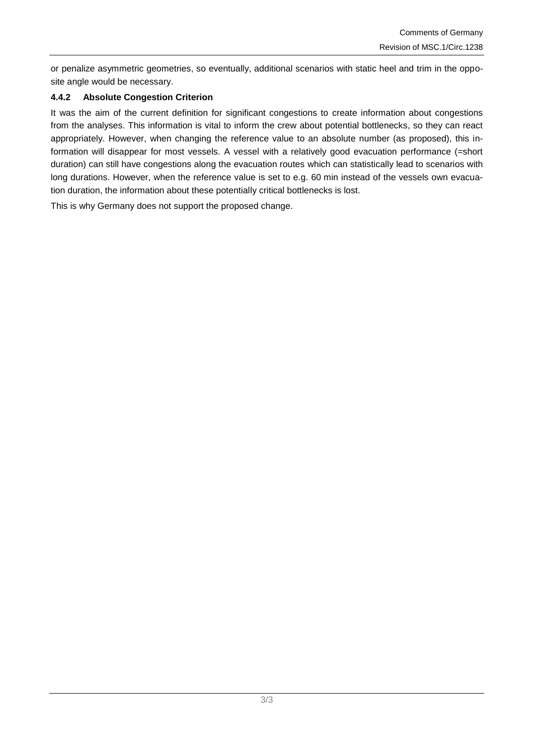or penalize asymmetric geometries, so eventually, additional scenarios with static heel and trim in the opposite angle would be necessary.

#### 4.4.2 Absolute Congestion Criterion

It was the aim of the current definition for significant congestions to create information about congestions from the analyses. This information is vital to inform the crew about potential bottlenecks, so they can react appropriately. However, when changing the reference value to an absolute number (as proposed), this information will disappear for most vessels. A vessel with a relatively good evacuation performance (=short duration) can still have congestions along the evacuation routes which can statistically lead to scenarios with long durations. However, when the reference value is set to e.g. 60 min instead of the vessels own evacuation duration, the information about these potentially critical bottlenecks is lost.

This is why Germany does not support the proposed change.